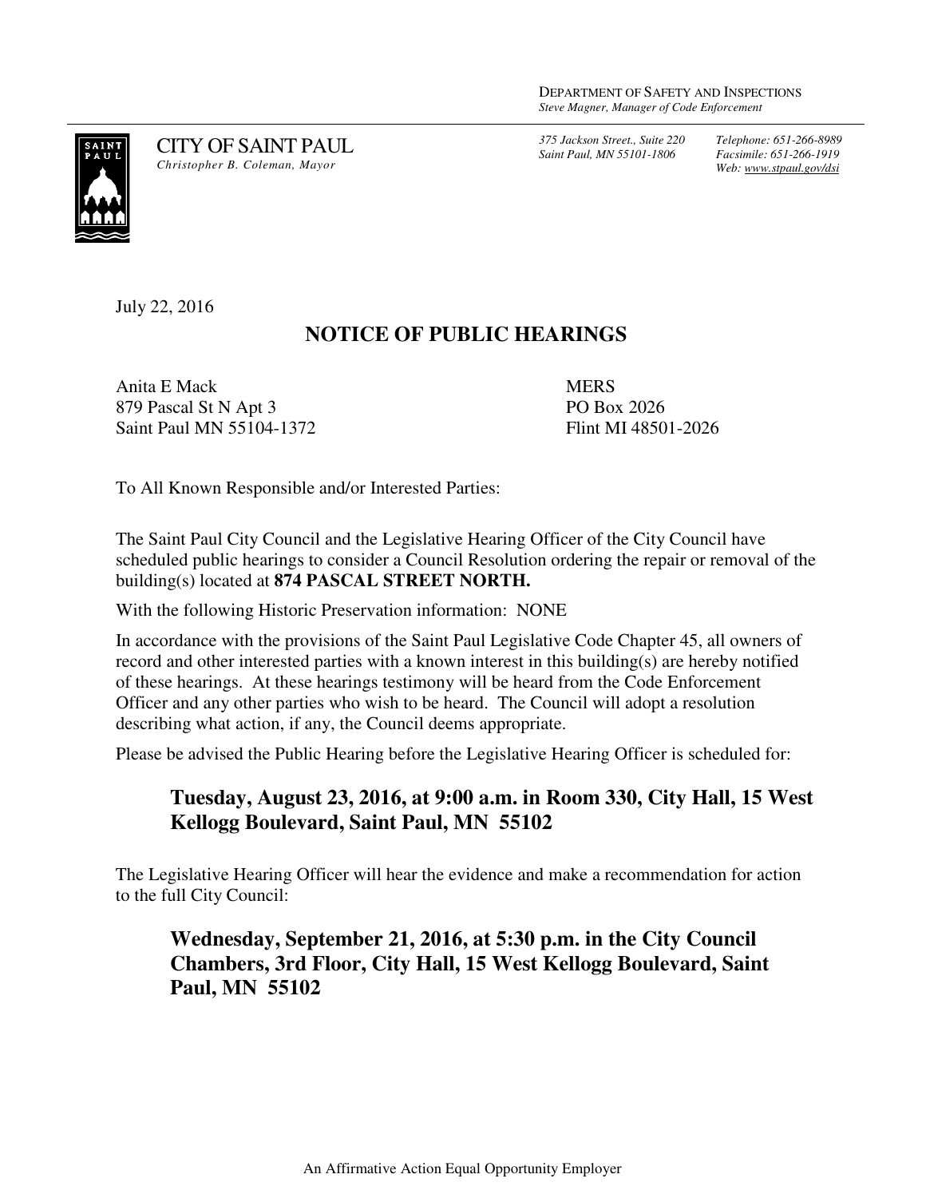DEPARTMENT OF SAFETY AND INSPECTIONS
*Steve Magner, Manager of Code Enforcement*

CITY OF SAINT PAUL
*Christopher B. Coleman, Mayor*

*375 Jackson Street., Suite 220*
*Saint Paul, MN 55101-1806*

*Telephone: 651-266-8989*
*Facsimile: 651-266-1919*
*Web: www.stpaul.gov/dsi*

July 22, 2016

## NOTICE OF PUBLIC HEARINGS

Anita E Mack
879 Pascal St N Apt 3
Saint Paul MN 55104-1372

MERS
PO Box 2026
Flint MI 48501-2026

To All Known Responsible and/or Interested Parties:

The Saint Paul City Council and the Legislative Hearing Officer of the City Council have scheduled public hearings to consider a Council Resolution ordering the repair or removal of the building(s) located at **874 PASCAL STREET NORTH.**

With the following Historic Preservation information: NONE

In accordance with the provisions of the Saint Paul Legislative Code Chapter 45, all owners of record and other interested parties with a known interest in this building(s) are hereby notified of these hearings. At these hearings testimony will be heard from the Code Enforcement Officer and any other parties who wish to be heard. The Council will adopt a resolution describing what action, if any, the Council deems appropriate.

Please be advised the Public Hearing before the Legislative Hearing Officer is scheduled for:

**Tuesday, August 23, 2016, at 9:00 a.m. in Room 330, City Hall, 15 West Kellogg Boulevard, Saint Paul, MN 55102**

The Legislative Hearing Officer will hear the evidence and make a recommendation for action to the full City Council:

**Wednesday, September 21, 2016, at 5:30 p.m. in the City Council Chambers, 3rd Floor, City Hall, 15 West Kellogg Boulevard, Saint Paul, MN 55102**

An Affirmative Action Equal Opportunity Employer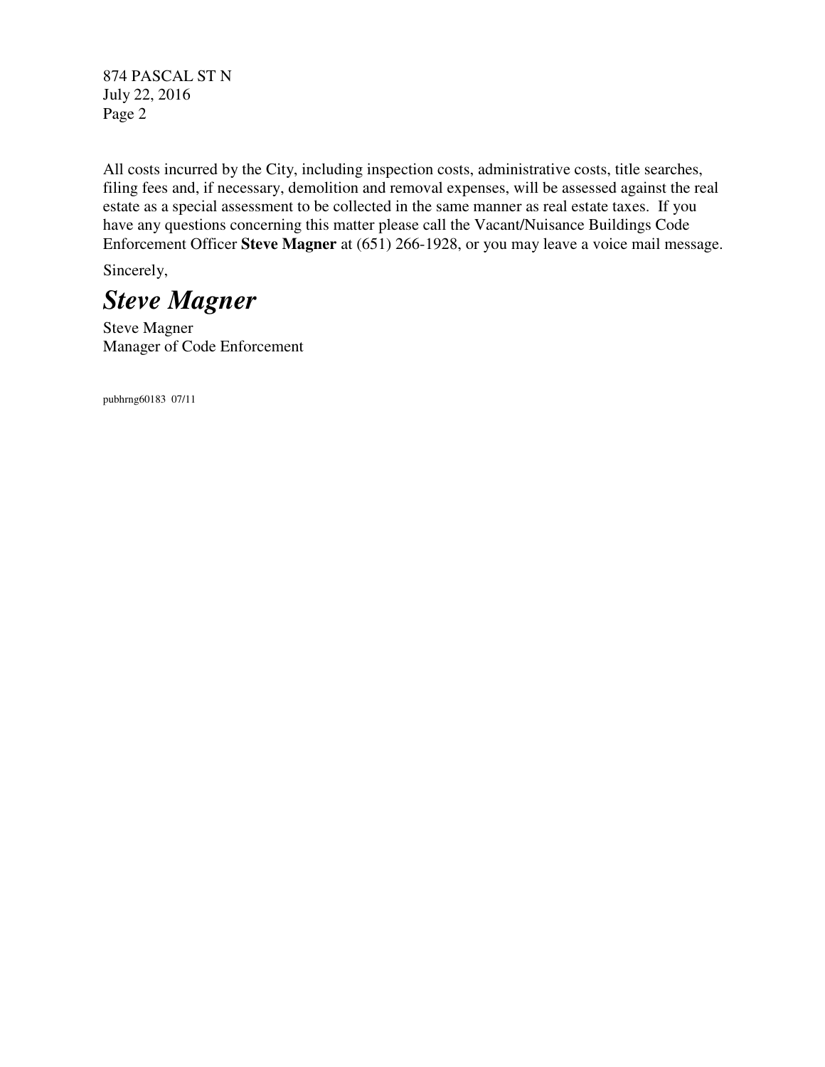All costs incurred by the City, including inspection costs, administrative costs, title searches, filing fees and, if necessary, demolition and removal expenses, will be assessed against the real estate as a special assessment to be collected in the same manner as real estate taxes. If you have any questions concerning this matter please call the Vacant/Nuisance Buildings Code Enforcement Officer **Steve Magner** at (651) 266-1928, or you may leave a voice mail message.

Sincerely,

***Steve Magner***

Steve Magner
Manager of Code Enforcement

pubhrng60183 07/11